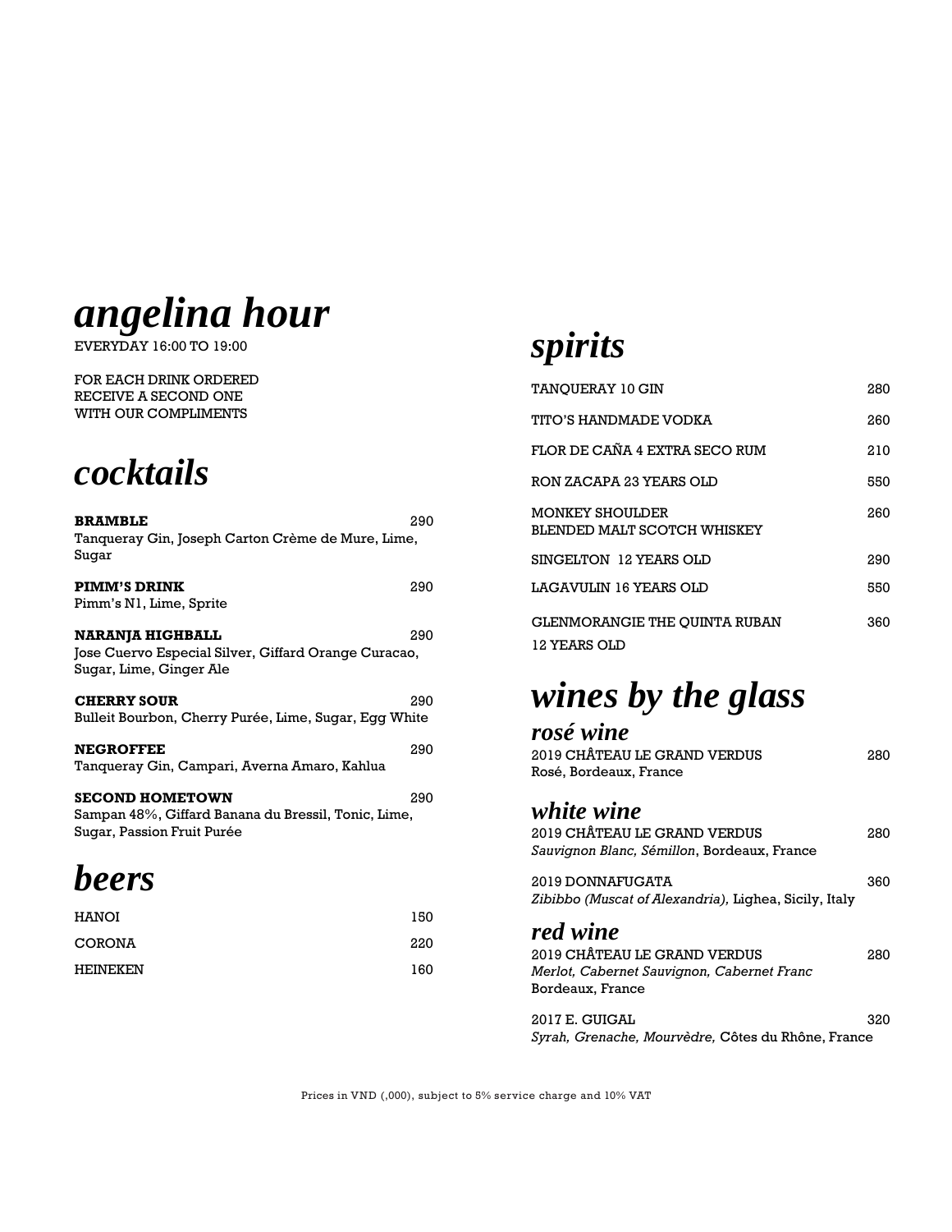# *angelina hour*

EVERYDAY 16:00 TO 19:00

FOR EACH DRINK ORDERED
RECEIVE A SECOND ONE
WITH OUR COMPLIMENTS

# *cocktails*

**BRAMBLE** 290
Tanqueray Gin, Joseph Carton Crème de Mure, Lime, Sugar

**PIMM'S DRINK** 290
Pimm's N1, Lime, Sprite

**NARANJA HIGHBALL** 290
Jose Cuervo Especial Silver, Giffard Orange Curacao, Sugar, Lime, Ginger Ale

**CHERRY SOUR** 290
Bulleit Bourbon, Cherry Purée, Lime, Sugar, Egg White

**NEGROFFEE** 290
Tanqueray Gin, Campari, Averna Amaro, Kahlua

**SECOND HOMETOWN** 290
Sampan 48%, Giffard Banana du Bressil, Tonic, Lime, Sugar, Passion Fruit Purée

# *beers*

| | |
|---|---|
| HANOI | 150 |
| CORONA | 220 |
| HEINEKEN | 160 |

# *spirits*

| | |
|---|---|
| TANQUERAY 10 GIN | 280 |
| TITO'S HANDMADE VODKA | 260 |
| FLOR DE CAÑA 4 EXTRA SECO RUM | 210 |
| RON ZACAPA 23 YEARS OLD | 550 |
| MONKEY SHOULDER BLENDED MALT SCOTCH WHISKEY | 260 |
| SINGELTON 12 YEARS OLD | 290 |
| LAGAVULIN 16 YEARS OLD | 550 |
| GLENMORANGIE THE QUINTA RUBAN 12 YEARS OLD | 360 |

# *wines by the glass*

## *rosé wine*

2019 CHÂTEAU LE GRAND VERDUS 280
Rosé, Bordeaux, France

## *white wine*

2019 CHÂTEAU LE GRAND VERDUS 280
*Sauvignon Blanc, Sémillon*, Bordeaux, France

2019 DONNAFUGATA 360
*Zibibbo (Muscat of Alexandria),* Lighea, Sicily, Italy

## *red wine*

2019 CHÂTEAU LE GRAND VERDUS 280
*Merlot, Cabernet Sauvignon, Cabernet Franc*
Bordeaux, France

2017 E. GUIGAL 320
*Syrah, Grenache, Mourvèdre,* Côtes du Rhône, France

Prices in VND (,000), subject to 5% service charge and 10% VAT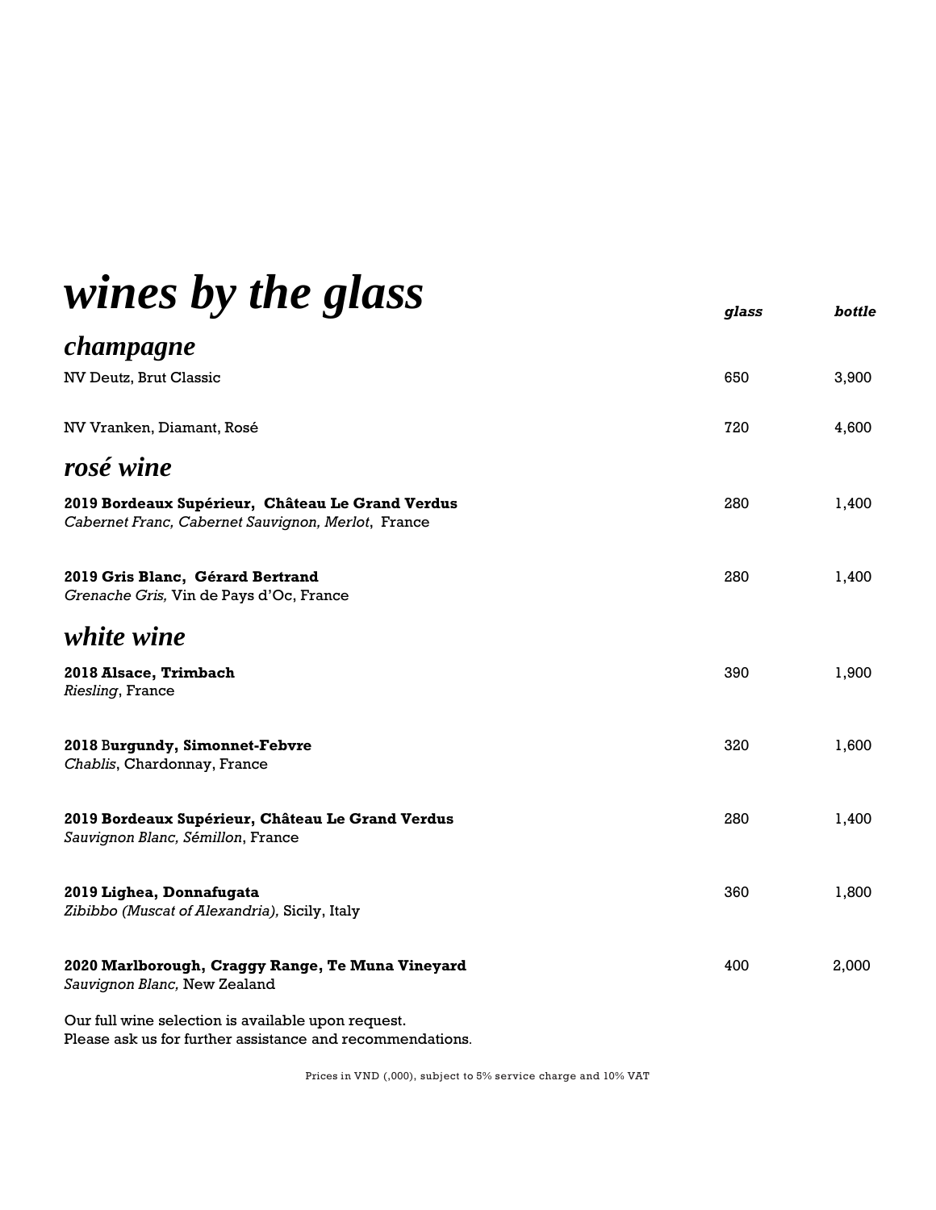# *wines by the glass*

| | ***glass*** | ***bottle*** |
|---|---|---|
| ***champagne*** | | |
| NV Deutz, Brut Classic | 650 | 3,900 |
| NV Vranken, Diamant, Rosé | 720 | 4,600 |
| ***rosé wine*** | | |
| **2019 Bordeaux Supérieur, Château Le Grand Verdus**<br>*Cabernet Franc, Cabernet Sauvignon, Merlot*, France | 280 | 1,400 |
| **2019 Gris Blanc, Gérard Bertrand**<br>*Grenache Gris,* Vin de Pays d'Oc, France | 280 | 1,400 |
| ***white wine*** | | |
| **2018 Alsace, Trimbach**<br>*Riesling*, France | 390 | 1,900 |
| **2018 Burgundy, Simonnet-Febvre**<br>*Chablis*, Chardonnay, France | 320 | 1,600 |
| **2019 Bordeaux Supérieur, Château Le Grand Verdus**<br>*Sauvignon Blanc, Sémillon*, France | 280 | 1,400 |
| **2019 Lighea, Donnafugata**<br>*Zibibbo (Muscat of Alexandria),* Sicily, Italy | 360 | 1,800 |
| **2020 Marlborough, Craggy Range, Te Muna Vineyard**<br>*Sauvignon Blanc,* New Zealand | 400 | 2,000 |

Our full wine selection is available upon request.
Please ask us for further assistance and recommendations.

Prices in VND (,000), subject to 5% service charge and 10% VAT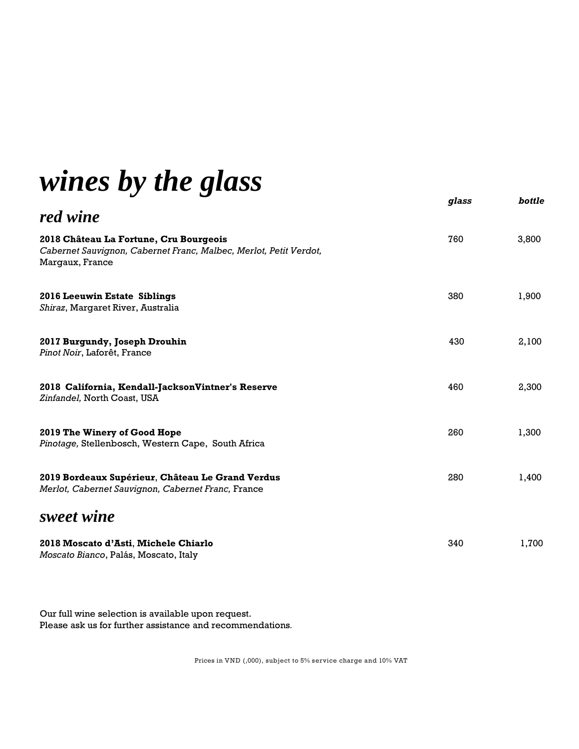# *wines by the glass*

## *red wine*

| | *glass* | *bottle* |
|---|---|---|
| **2018 Château La Fortune, Cru Bourgeois**<br>*Cabernet Sauvignon, Cabernet Franc, Malbec, Merlot, Petit Verdot,* Margaux, France | 760 | 3,800 |
| **2016 Leeuwin Estate Siblings**<br>*Shiraz*, Margaret River, Australia | 380 | 1,900 |
| **2017 Burgundy, Joseph Drouhin**<br>*Pinot Noir*, Laforêt, France | 430 | 2,100 |
| **2018 California, Kendall-JacksonVintner's Reserve**<br>*Zinfandel,* North Coast, USA | 460 | 2,300 |
| **2019 The Winery of Good Hope**<br>*Pinotage,* Stellenbosch, Western Cape, South Africa | 260 | 1,300 |
| **2019 Bordeaux Supérieur**, **Château Le Grand Verdus**<br>*Merlot, Cabernet Sauvignon, Cabernet Franc,* France | 280 | 1,400 |

## *sweet wine*

| | *glass* | *bottle* |
|---|---|---|
| **2018 Moscato d'Asti**, **Michele Chiarlo**<br>*Moscato Bianco*, Palás, Moscato, Italy | 340 | 1,700 |

Our full wine selection is available upon request.
Please ask us for further assistance and recommendations.

Prices in VND (,000), subject to 5% service charge and 10% VAT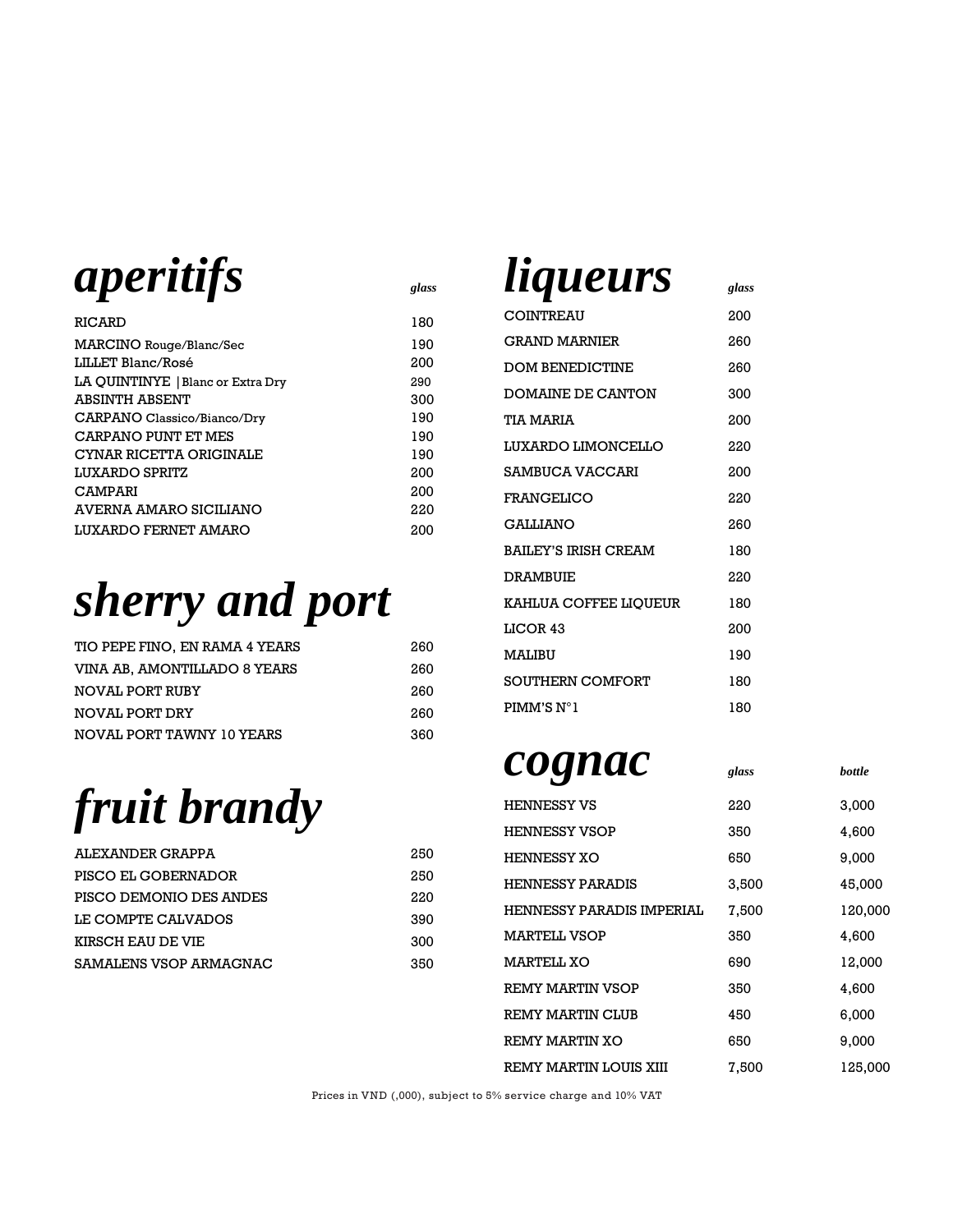# *aperitifs*

| | glass |
|---|---|
| RICARD | 180 |
| MARCINO Rouge/Blanc/Sec | 190 |
| LILLET Blanc/Rosé | 200 |
| LA QUINTINYE \| Blanc or Extra Dry | 290 |
| ABSINTH ABSENT | 300 |
| CARPANO Classico/Bianco/Dry | 190 |
| CARPANO PUNT ET MES | 190 |
| CYNAR RICETTA ORIGINALE | 190 |
| LUXARDO SPRITZ | 200 |
| CAMPARI | 200 |
| AVERNA AMARO SICILIANO | 220 |
| LUXARDO FERNET AMARO | 200 |

# *sherry and port*

| | |
|---|---|
| TIO PEPE FINO, EN RAMA 4 YEARS | 260 |
| VINA AB, AMONTILLADO 8 YEARS | 260 |
| NOVAL PORT RUBY | 260 |
| NOVAL PORT DRY | 260 |
| NOVAL PORT TAWNY 10 YEARS | 360 |

# *fruit brandy*

| | |
|---|---|
| ALEXANDER GRAPPA | 250 |
| PISCO EL GOBERNADOR | 250 |
| PISCO DEMONIO DES ANDES | 220 |
| LE COMPTE CALVADOS | 390 |
| KIRSCH EAU DE VIE | 300 |
| SAMALENS VSOP ARMAGNAC | 350 |

# *liqueurs*

| | glass |
|---|---|
| COINTREAU | 200 |
| GRAND MARNIER | 260 |
| DOM BENEDICTINE | 260 |
| DOMAINE DE CANTON | 300 |
| TIA MARIA | 200 |
| LUXARDO LIMONCELLO | 220 |
| SAMBUCA VACCARI | 200 |
| FRANGELICO | 220 |
| GALLIANO | 260 |
| BAILEY'S IRISH CREAM | 180 |
| DRAMBUIE | 220 |
| KAHLUA COFFEE LIQUEUR | 180 |
| LICOR 43 | 200 |
| MALIBU | 190 |
| SOUTHERN COMFORT | 180 |
| PIMM'S N°1 | 180 |

# *cognac*

| | glass | bottle |
|---|---|---|
| HENNESSY VS | 220 | 3,000 |
| HENNESSY VSOP | 350 | 4,600 |
| HENNESSY XO | 650 | 9,000 |
| HENNESSY PARADIS | 3,500 | 45,000 |
| HENNESSY PARADIS IMPERIAL | 7,500 | 120,000 |
| MARTELL VSOP | 350 | 4,600 |
| MARTELL XO | 690 | 12,000 |
| REMY MARTIN VSOP | 350 | 4,600 |
| REMY MARTIN CLUB | 450 | 6,000 |
| REMY MARTIN XO | 650 | 9,000 |
| REMY MARTIN LOUIS XIII | 7,500 | 125,000 |

Prices in VND (,000), subject to 5% service charge and 10% VAT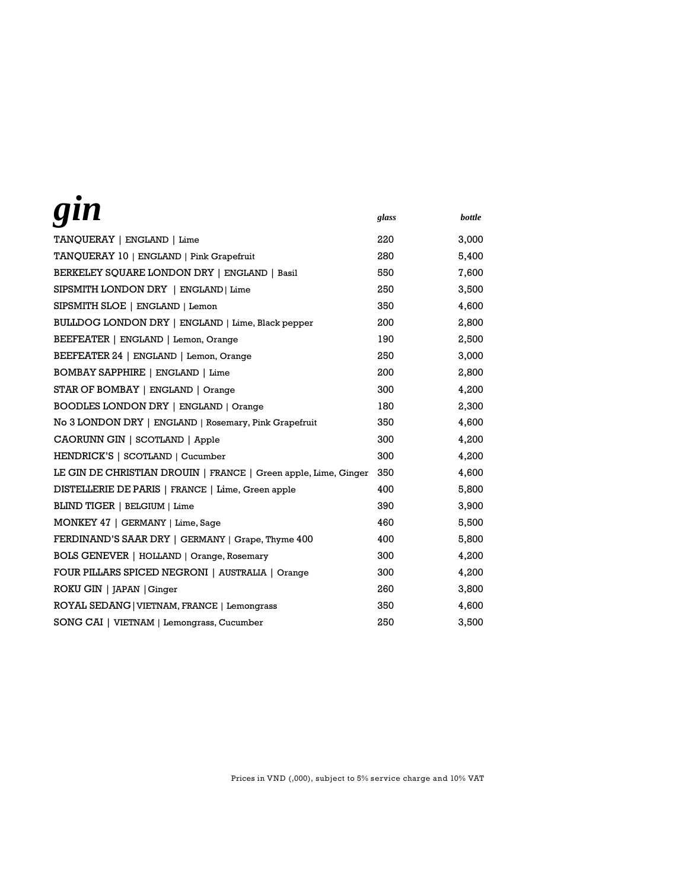# *gin*

| | *glass* | *bottle* |
|---|---|---|
| TANQUERAY \| ENGLAND \| Lime | 220 | 3,000 |
| TANQUERAY 10 \| ENGLAND \| Pink Grapefruit | 280 | 5,400 |
| BERKELEY SQUARE LONDON DRY \| ENGLAND \| Basil | 550 | 7,600 |
| SIPSMITH LONDON DRY \| ENGLAND\| Lime | 250 | 3,500 |
| SIPSMITH SLOE \| ENGLAND \| Lemon | 350 | 4,600 |
| BULLDOG LONDON DRY \| ENGLAND \| Lime, Black pepper | 200 | 2,800 |
| BEEFEATER \| ENGLAND \| Lemon, Orange | 190 | 2,500 |
| BEEFEATER 24 \| ENGLAND \| Lemon, Orange | 250 | 3,000 |
| BOMBAY SAPPHIRE \| ENGLAND \| Lime | 200 | 2,800 |
| STAR OF BOMBAY \| ENGLAND \| Orange | 300 | 4,200 |
| BOODLES LONDON DRY \| ENGLAND \| Orange | 180 | 2,300 |
| No 3 LONDON DRY \| ENGLAND \| Rosemary, Pink Grapefruit | 350 | 4,600 |
| CAORUNN GIN \| SCOTLAND \| Apple | 300 | 4,200 |
| HENDRICK'S \| SCOTLAND \| Cucumber | 300 | 4,200 |
| LE GIN DE CHRISTIAN DROUIN \| FRANCE \| Green apple, Lime, Ginger | 350 | 4,600 |
| DISTELLERIE DE PARIS \| FRANCE \| Lime, Green apple | 400 | 5,800 |
| BLIND TIGER \| BELGIUM \| Lime | 390 | 3,900 |
| MONKEY 47 \| GERMANY \| Lime, Sage | 460 | 5,500 |
| FERDINAND'S SAAR DRY \| GERMANY \| Grape, Thyme 400 | 400 | 5,800 |
| BOLS GENEVER \| HOLLAND \| Orange, Rosemary | 300 | 4,200 |
| FOUR PILLARS SPICED NEGRONI \| AUSTRALIA \| Orange | 300 | 4,200 |
| ROKU GIN \| JAPAN \|Ginger | 260 | 3,800 |
| ROYAL SEDANG\|VIETNAM, FRANCE \| Lemongrass | 350 | 4,600 |
| SONG CAI \| VIETNAM \| Lemongrass, Cucumber | 250 | 3,500 |

Prices in VND (,000), subject to 5% service charge and 10% VAT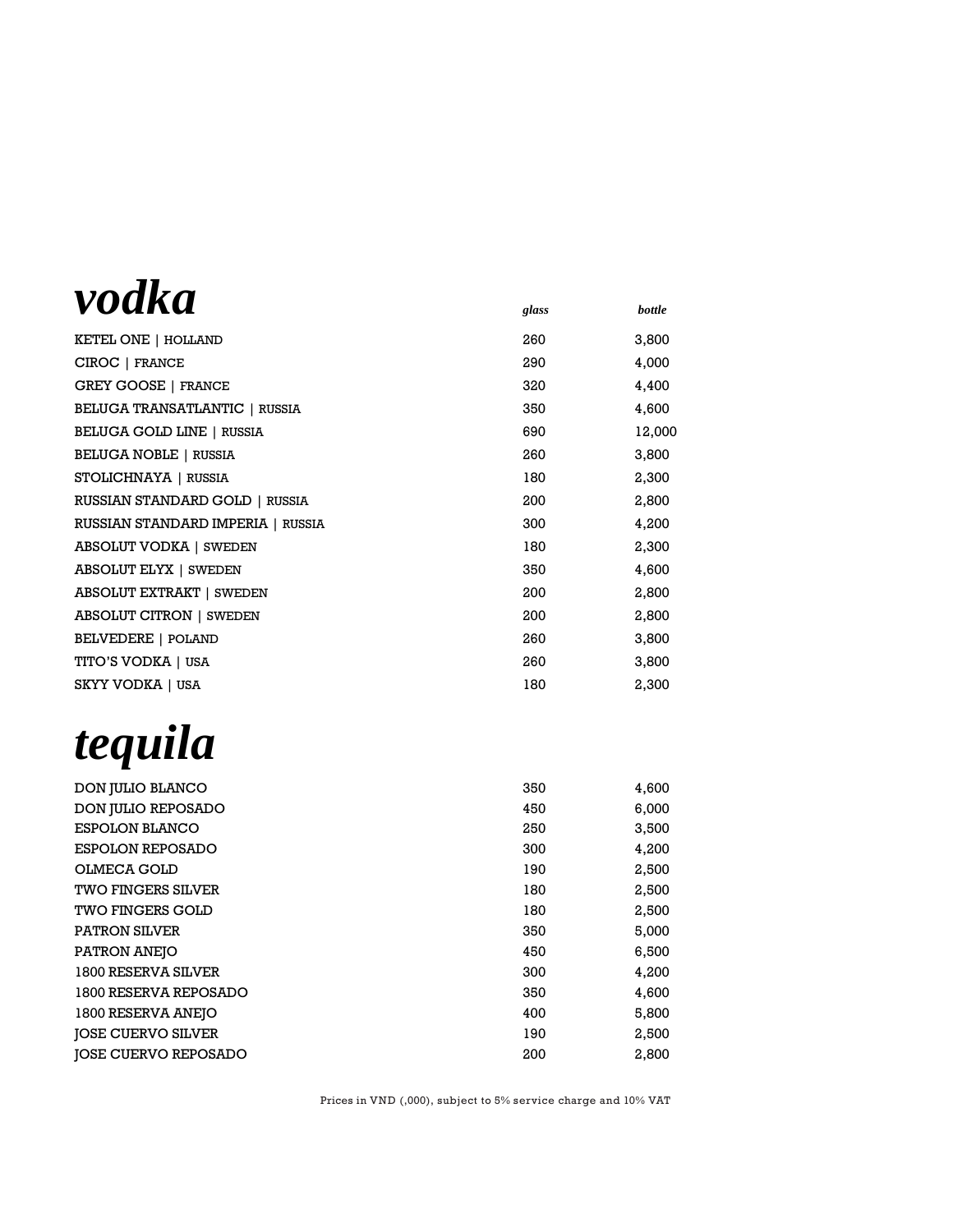# *vodka*

| | *glass* | *bottle* |
|---|---|---|
| KETEL ONE \| HOLLAND | 260 | 3,800 |
| CIROC \| FRANCE | 290 | 4,000 |
| GREY GOOSE \| FRANCE | 320 | 4,400 |
| BELUGA TRANSATLANTIC \| RUSSIA | 350 | 4,600 |
| BELUGA GOLD LINE \| RUSSIA | 690 | 12,000 |
| BELUGA NOBLE \| RUSSIA | 260 | 3,800 |
| STOLICHNAYA \| RUSSIA | 180 | 2,300 |
| RUSSIAN STANDARD GOLD \| RUSSIA | 200 | 2,800 |
| RUSSIAN STANDARD IMPERIA \| RUSSIA | 300 | 4,200 |
| ABSOLUT VODKA \| SWEDEN | 180 | 2,300 |
| ABSOLUT ELYX \| SWEDEN | 350 | 4,600 |
| ABSOLUT EXTRAKT \| SWEDEN | 200 | 2,800 |
| ABSOLUT CITRON \| SWEDEN | 200 | 2,800 |
| BELVEDERE \| POLAND | 260 | 3,800 |
| TITO'S VODKA \| USA | 260 | 3,800 |
| SKYY VODKA \| USA | 180 | 2,300 |

# *tequila*

| | | |
|---|---|---|
| DON JULIO BLANCO | 350 | 4,600 |
| DON JULIO REPOSADO | 450 | 6,000 |
| ESPOLON BLANCO | 250 | 3,500 |
| ESPOLON REPOSADO | 300 | 4,200 |
| OLMECA GOLD | 190 | 2,500 |
| TWO FINGERS SILVER | 180 | 2,500 |
| TWO FINGERS GOLD | 180 | 2,500 |
| PATRON SILVER | 350 | 5,000 |
| PATRON ANEJO | 450 | 6,500 |
| 1800 RESERVA SILVER | 300 | 4,200 |
| 1800 RESERVA REPOSADO | 350 | 4,600 |
| 1800 RESERVA ANEJO | 400 | 5,800 |
| JOSE CUERVO SILVER | 190 | 2,500 |
| JOSE CUERVO REPOSADO | 200 | 2,800 |

Prices in VND (,000), subject to 5% service charge and 10% VAT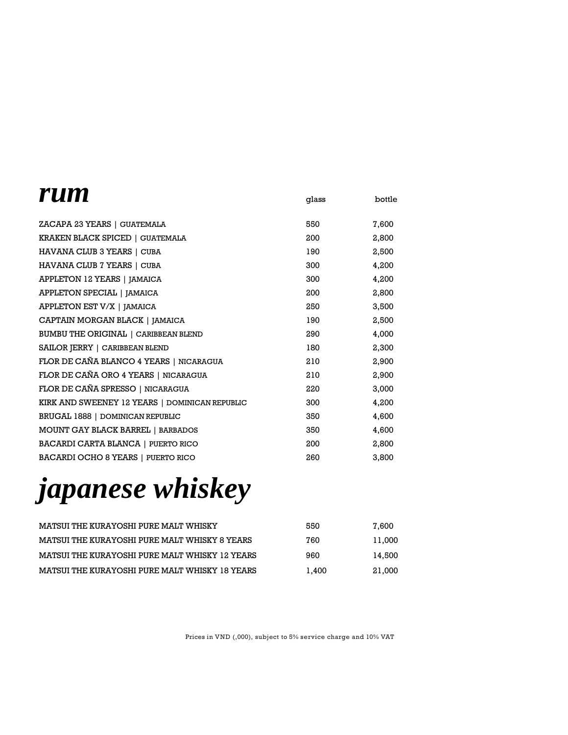# *rum*

| | glass | bottle |
|---|---|---|
| ZACAPA 23 YEARS \| GUATEMALA | 550 | 7,600 |
| KRAKEN BLACK SPICED \| GUATEMALA | 200 | 2,800 |
| HAVANA CLUB 3 YEARS \| CUBA | 190 | 2,500 |
| HAVANA CLUB 7 YEARS \| CUBA | 300 | 4,200 |
| APPLETON 12 YEARS \| JAMAICA | 300 | 4,200 |
| APPLETON SPECIAL \| JAMAICA | 200 | 2,800 |
| APPLETON EST V/X \| JAMAICA | 250 | 3,500 |
| CAPTAIN MORGAN BLACK \| JAMAICA | 190 | 2,500 |
| BUMBU THE ORIGINAL \| CARIBBEAN BLEND | 290 | 4,000 |
| SAILOR JERRY \| CARIBBEAN BLEND | 180 | 2,300 |
| FLOR DE CAÑA BLANCO 4 YEARS \| NICARAGUA | 210 | 2,900 |
| FLOR DE CAÑA ORO 4 YEARS \| NICARAGUA | 210 | 2,900 |
| FLOR DE CAÑA SPRESSO \| NICARAGUA | 220 | 3,000 |
| KIRK AND SWEENEY 12 YEARS \| DOMINICAN REPUBLIC | 300 | 4,200 |
| BRUGAL 1888 \| DOMINICAN REPUBLIC | 350 | 4,600 |
| MOUNT GAY BLACK BARREL \| BARBADOS | 350 | 4,600 |
| BACARDI CARTA BLANCA \| PUERTO RICO | 200 | 2,800 |
| BACARDI OCHO 8 YEARS \| PUERTO RICO | 260 | 3,800 |

# *japanese whiskey*

| | glass | bottle |
|---|---|---|
| MATSUI THE KURAYOSHI PURE MALT WHISKY | 550 | 7,600 |
| MATSUI THE KURAYOSHI PURE MALT WHISKY 8 YEARS | 760 | 11,000 |
| MATSUI THE KURAYOSHI PURE MALT WHISKY 12 YEARS | 960 | 14,500 |
| MATSUI THE KURAYOSHI PURE MALT WHISKY 18 YEARS | 1,400 | 21,000 |

Prices in VND (,000), subject to 5% service charge and 10% VAT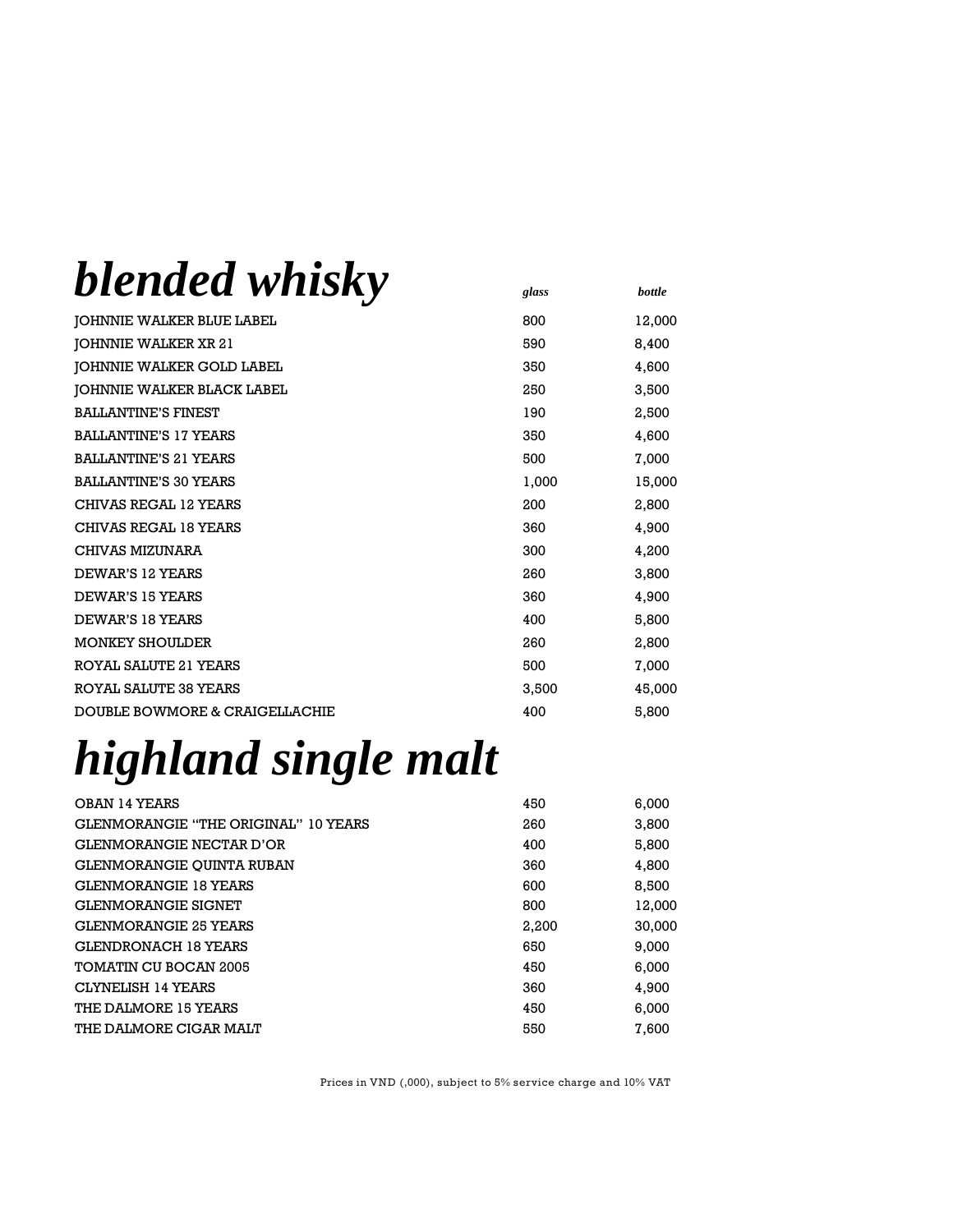# *blended whisky*

| | *glass* | *bottle* |
|---|---|---|
| JOHNNIE WALKER BLUE LABEL | 800 | 12,000 |
| JOHNNIE WALKER XR 21 | 590 | 8,400 |
| JOHNNIE WALKER GOLD LABEL | 350 | 4,600 |
| JOHNNIE WALKER BLACK LABEL | 250 | 3,500 |
| BALLANTINE'S FINEST | 190 | 2,500 |
| BALLANTINE'S 17 YEARS | 350 | 4,600 |
| BALLANTINE'S 21 YEARS | 500 | 7,000 |
| BALLANTINE'S 30 YEARS | 1,000 | 15,000 |
| CHIVAS REGAL 12 YEARS | 200 | 2,800 |
| CHIVAS REGAL 18 YEARS | 360 | 4,900 |
| CHIVAS MIZUNARA | 300 | 4,200 |
| DEWAR'S 12 YEARS | 260 | 3,800 |
| DEWAR'S 15 YEARS | 360 | 4,900 |
| DEWAR'S 18 YEARS | 400 | 5,800 |
| MONKEY SHOULDER | 260 | 2,800 |
| ROYAL SALUTE 21 YEARS | 500 | 7,000 |
| ROYAL SALUTE 38 YEARS | 3,500 | 45,000 |
| DOUBLE BOWMORE & CRAIGELLACHIE | 400 | 5,800 |

# *highland single malt*

| | *glass* | *bottle* |
|---|---|---|
| OBAN 14 YEARS | 450 | 6,000 |
| GLENMORANGIE "THE ORIGINAL" 10 YEARS | 260 | 3,800 |
| GLENMORANGIE NECTAR D'OR | 400 | 5,800 |
| GLENMORANGIE QUINTA RUBAN | 360 | 4,800 |
| GLENMORANGIE 18 YEARS | 600 | 8,500 |
| GLENMORANGIE SIGNET | 800 | 12,000 |
| GLENMORANGIE 25 YEARS | 2,200 | 30,000 |
| GLENDRONACH 18 YEARS | 650 | 9,000 |
| TOMATIN CU BOCAN 2005 | 450 | 6,000 |
| CLYNELISH 14 YEARS | 360 | 4,900 |
| THE DALMORE 15 YEARS | 450 | 6,000 |
| THE DALMORE CIGAR MALT | 550 | 7,600 |

Prices in VND (,000), subject to 5% service charge and 10% VAT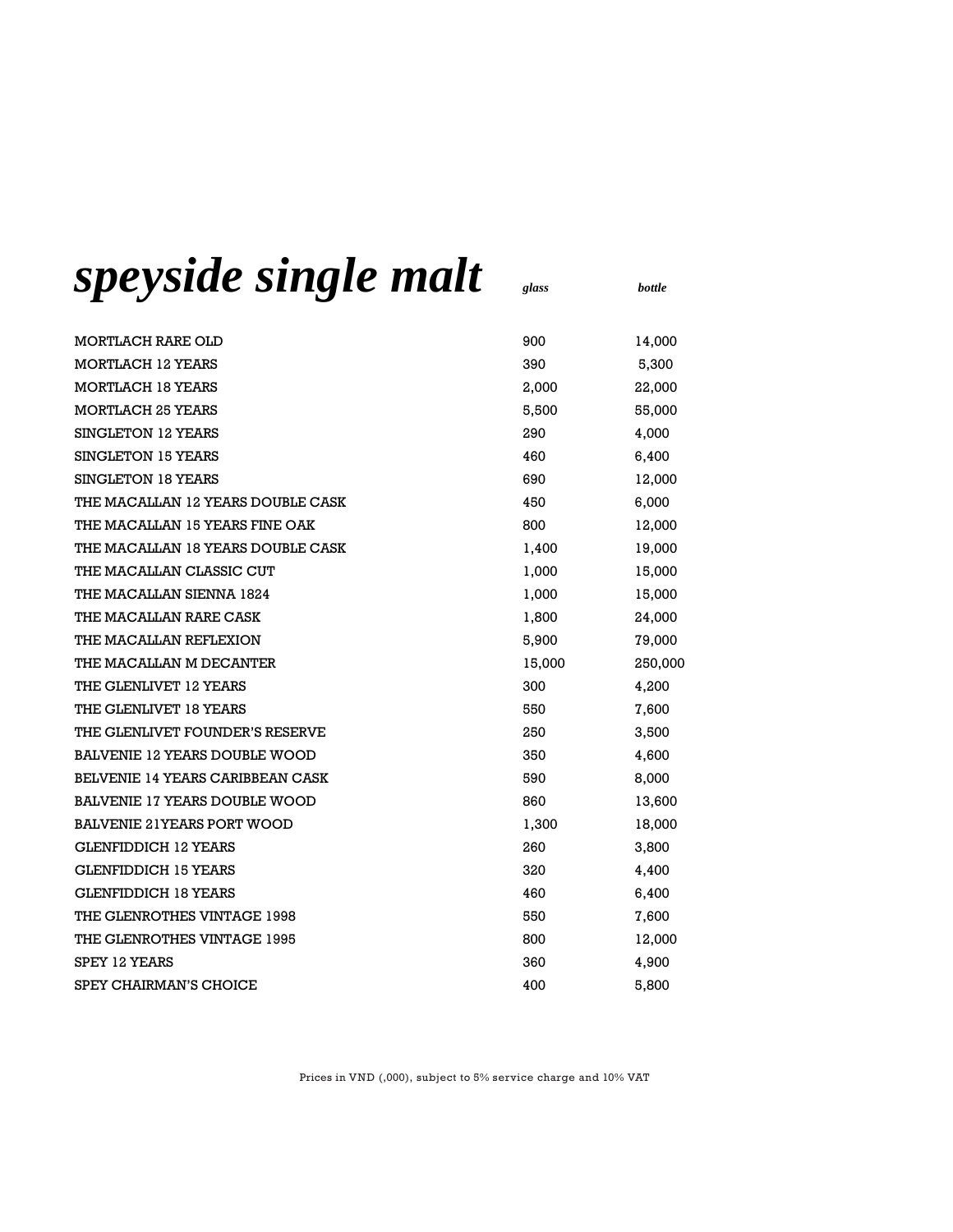# *speyside single malt*

| | *glass* | *bottle* |
|---|---|---|
| MORTLACH RARE OLD | 900 | 14,000 |
| MORTLACH 12 YEARS | 390 | 5,300 |
| MORTLACH 18 YEARS | 2,000 | 22,000 |
| MORTLACH 25 YEARS | 5,500 | 55,000 |
| SINGLETON 12 YEARS | 290 | 4,000 |
| SINGLETON 15 YEARS | 460 | 6,400 |
| SINGLETON 18 YEARS | 690 | 12,000 |
| THE MACALLAN 12 YEARS DOUBLE CASK | 450 | 6,000 |
| THE MACALLAN 15 YEARS FINE OAK | 800 | 12,000 |
| THE MACALLAN 18 YEARS DOUBLE CASK | 1,400 | 19,000 |
| THE MACALLAN CLASSIC CUT | 1,000 | 15,000 |
| THE MACALLAN SIENNA 1824 | 1,000 | 15,000 |
| THE MACALLAN RARE CASK | 1,800 | 24,000 |
| THE MACALLAN REFLEXION | 5,900 | 79,000 |
| THE MACALLAN M DECANTER | 15,000 | 250,000 |
| THE GLENLIVET 12 YEARS | 300 | 4,200 |
| THE GLENLIVET 18 YEARS | 550 | 7,600 |
| THE GLENLIVET FOUNDER'S RESERVE | 250 | 3,500 |
| BALVENIE 12 YEARS DOUBLE WOOD | 350 | 4,600 |
| BELVENIE 14 YEARS CARIBBEAN CASK | 590 | 8,000 |
| BALVENIE 17 YEARS DOUBLE WOOD | 860 | 13,600 |
| BALVENIE 21YEARS PORT WOOD | 1,300 | 18,000 |
| GLENFIDDICH 12 YEARS | 260 | 3,800 |
| GLENFIDDICH 15 YEARS | 320 | 4,400 |
| GLENFIDDICH 18 YEARS | 460 | 6,400 |
| THE GLENROTHES VINTAGE 1998 | 550 | 7,600 |
| THE GLENROTHES VINTAGE 1995 | 800 | 12,000 |
| SPEY 12 YEARS | 360 | 4,900 |
| SPEY CHAIRMAN'S CHOICE | 400 | 5,800 |

Prices in VND (,000), subject to 5% service charge and 10% VAT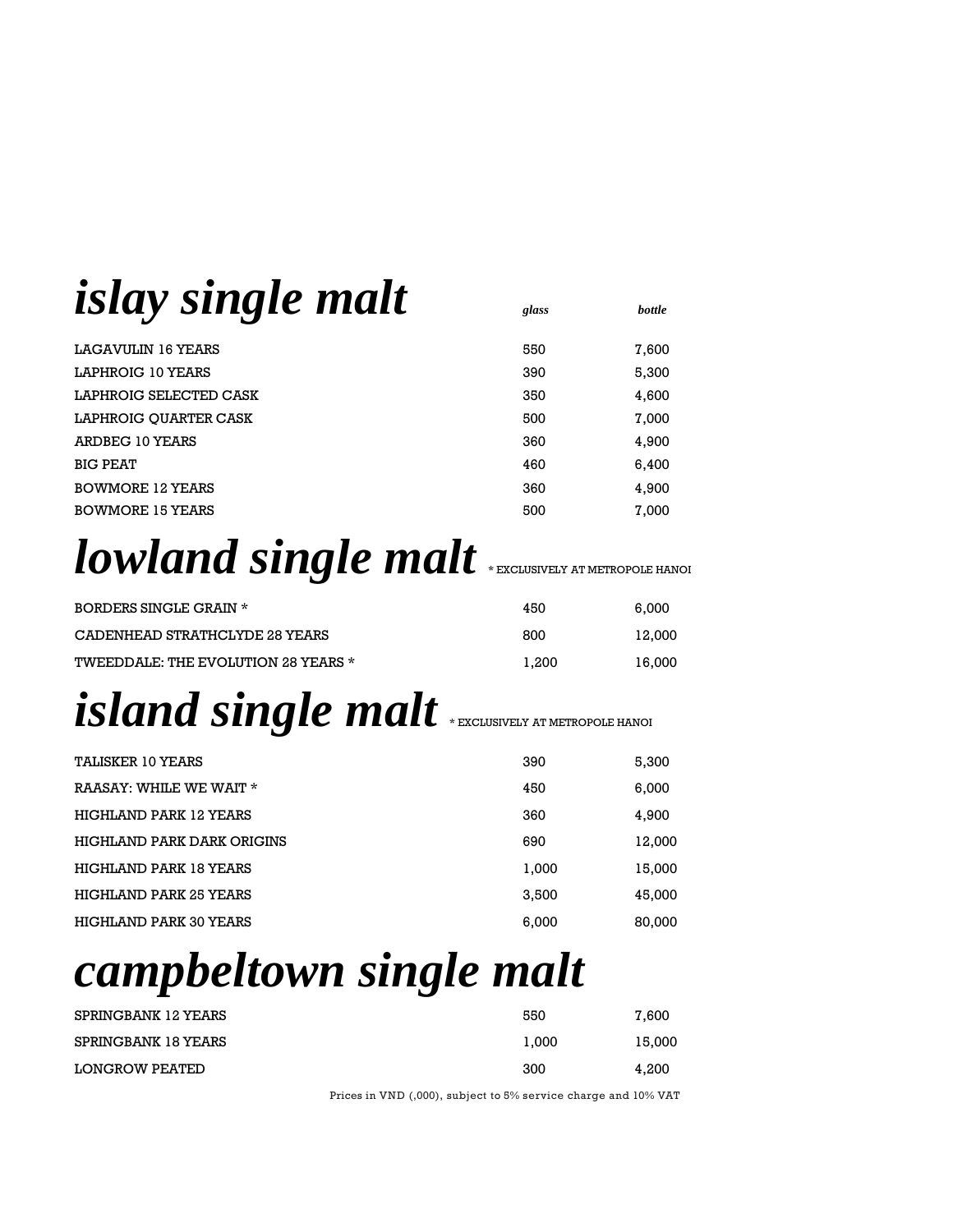## *islay single malt*

| | *glass* | *bottle* |
|---|---|---|
| LAGAVULIN 16 YEARS | 550 | 7,600 |
| LAPHROIG 10 YEARS | 390 | 5,300 |
| LAPHROIG SELECTED CASK | 350 | 4,600 |
| LAPHROIG QUARTER CASK | 500 | 7,000 |
| ARDBEG 10 YEARS | 360 | 4,900 |
| BIG PEAT | 460 | 6,400 |
| BOWMORE 12 YEARS | 360 | 4,900 |
| BOWMORE 15 YEARS | 500 | 7,000 |

## *lowland single malt*

* EXCLUSIVELY AT METROPOLE HANOI

| | | |
|---|---|---|
| BORDERS SINGLE GRAIN * | 450 | 6,000 |
| CADENHEAD STRATHCLYDE 28 YEARS | 800 | 12,000 |
| TWEEDDALE: THE EVOLUTION 28 YEARS * | 1,200 | 16,000 |

## *island single malt*

* EXCLUSIVELY AT METROPOLE HANOI

| | | |
|---|---|---|
| TALISKER 10 YEARS | 390 | 5,300 |
| RAASAY: WHILE WE WAIT * | 450 | 6,000 |
| HIGHLAND PARK 12 YEARS | 360 | 4,900 |
| HIGHLAND PARK DARK ORIGINS | 690 | 12,000 |
| HIGHLAND PARK 18 YEARS | 1,000 | 15,000 |
| HIGHLAND PARK 25 YEARS | 3,500 | 45,000 |
| HIGHLAND PARK 30 YEARS | 6,000 | 80,000 |

## *campbeltown single malt*

| | | |
|---|---|---|
| SPRINGBANK 12 YEARS | 550 | 7,600 |
| SPRINGBANK 18 YEARS | 1,000 | 15,000 |
| LONGROW PEATED | 300 | 4,200 |

Prices in VND (,000), subject to 5% service charge and 10% VAT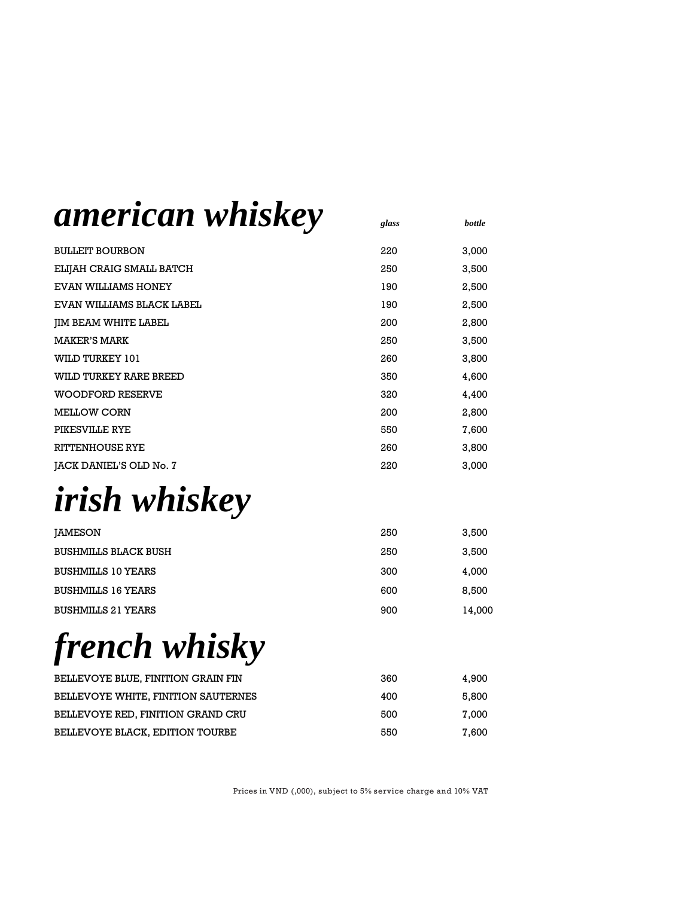# *american whiskey*

| | *glass* | *bottle* |
|---|---|---|
| BULLEIT BOURBON | 220 | 3,000 |
| ELIJAH CRAIG SMALL BATCH | 250 | 3,500 |
| EVAN WILLIAMS HONEY | 190 | 2,500 |
| EVAN WILLIAMS BLACK LABEL | 190 | 2,500 |
| JIM BEAM WHITE LABEL | 200 | 2,800 |
| MAKER'S MARK | 250 | 3,500 |
| WILD TURKEY 101 | 260 | 3,800 |
| WILD TURKEY RARE BREED | 350 | 4,600 |
| WOODFORD RESERVE | 320 | 4,400 |
| MELLOW CORN | 200 | 2,800 |
| PIKESVILLE RYE | 550 | 7,600 |
| RITTENHOUSE RYE | 260 | 3,800 |
| JACK DANIEL'S OLD No. 7 | 220 | 3,000 |

# *irish whiskey*

| | | |
|---|---|---|
| JAMESON | 250 | 3,500 |
| BUSHMILLS BLACK BUSH | 250 | 3,500 |
| BUSHMILLS 10 YEARS | 300 | 4,000 |
| BUSHMILLS 16 YEARS | 600 | 8,500 |
| BUSHMILLS 21 YEARS | 900 | 14,000 |

# *french whisky*

| | | |
|---|---|---|
| BELLEVOYE BLUE, FINITION GRAIN FIN | 360 | 4,900 |
| BELLEVOYE WHITE, FINITION SAUTERNES | 400 | 5,800 |
| BELLEVOYE RED, FINITION GRAND CRU | 500 | 7,000 |
| BELLEVOYE BLACK, EDITION TOURBE | 550 | 7,600 |

Prices in VND (,000), subject to 5% service charge and 10% VAT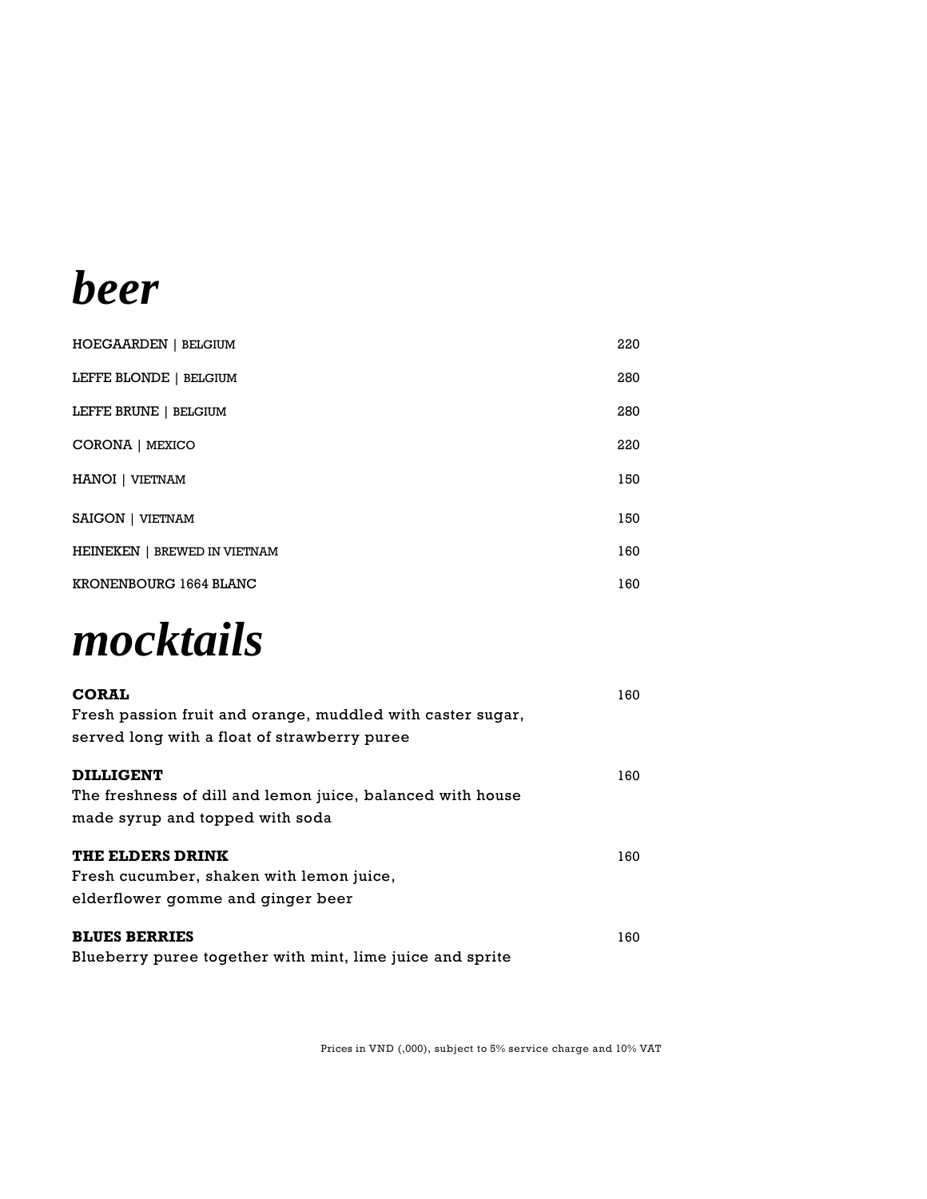# *beer*

| | |
|---|---|
| HOEGAARDEN \| BELGIUM | 220 |
| LEFFE BLONDE \| BELGIUM | 280 |
| LEFFE BRUNE \| BELGIUM | 280 |
| CORONA \| MEXICO | 220 |
| HANOI \| VIETNAM | 150 |
| SAIGON \| VIETNAM | 150 |
| HEINEKEN \| BREWED IN VIETNAM | 160 |
| KRONENBOURG 1664 BLANC | 160 |

# *mocktails*

**CORAL** 160
Fresh passion fruit and orange, muddled with caster sugar, served long with a float of strawberry puree

**DILLIGENT** 160
The freshness of dill and lemon juice, balanced with house made syrup and topped with soda

**THE ELDERS DRINK** 160
Fresh cucumber, shaken with lemon juice, elderflower gomme and ginger beer

**BLUES BERRIES** 160
Blueberry puree together with mint, lime juice and sprite

Prices in VND (,000), subject to 5% service charge and 10% VAT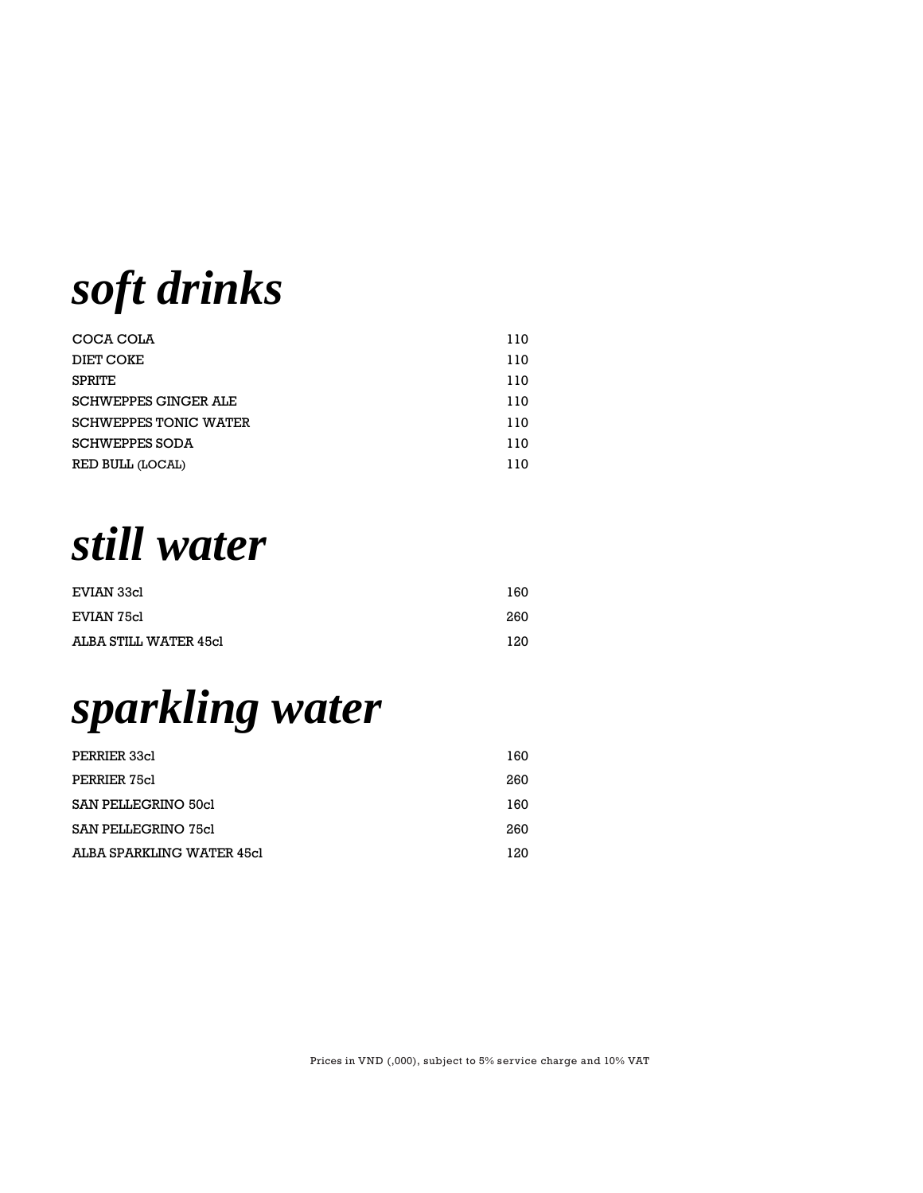# *soft drinks*

| | |
|---|---|
| COCA COLA | 110 |
| DIET COKE | 110 |
| SPRITE | 110 |
| SCHWEPPES GINGER ALE | 110 |
| SCHWEPPES TONIC WATER | 110 |
| SCHWEPPES SODA | 110 |
| RED BULL (LOCAL) | 110 |

# *still water*

| | |
|---|---|
| EVIAN 33cl | 160 |
| EVIAN 75cl | 260 |
| ALBA STILL WATER 45cl | 120 |

# *sparkling water*

| | |
|---|---|
| PERRIER 33cl | 160 |
| PERRIER 75cl | 260 |
| SAN PELLEGRINO 50cl | 160 |
| SAN PELLEGRINO 75cl | 260 |
| ALBA SPARKLING WATER 45cl | 120 |

Prices in VND (,000), subject to 5% service charge and 10% VAT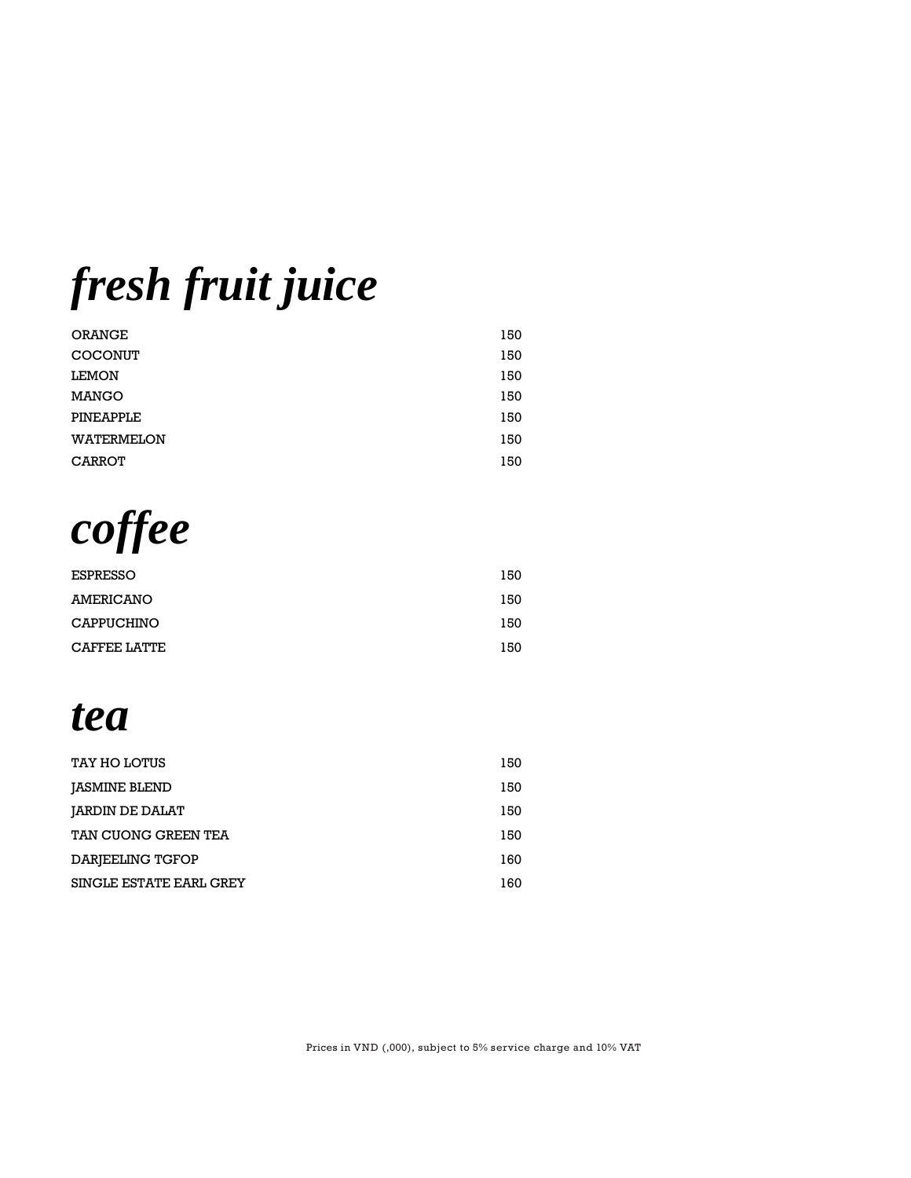# *fresh fruit juice*

| | |
|---|---|
| ORANGE | 150 |
| COCONUT | 150 |
| LEMON | 150 |
| MANGO | 150 |
| PINEAPPLE | 150 |
| WATERMELON | 150 |
| CARROT | 150 |

# *coffee*

| | |
|---|---|
| ESPRESSO | 150 |
| AMERICANO | 150 |
| CAPPUCHINO | 150 |
| CAFFEE LATTE | 150 |

# *tea*

| | |
|---|---|
| TAY HO LOTUS | 150 |
| JASMINE BLEND | 150 |
| JARDIN DE DALAT | 150 |
| TAN CUONG GREEN TEA | 150 |
| DARJEELING TGFOP | 160 |
| SINGLE ESTATE EARL GREY | 160 |

Prices in VND (,000), subject to 5% service charge and 10% VAT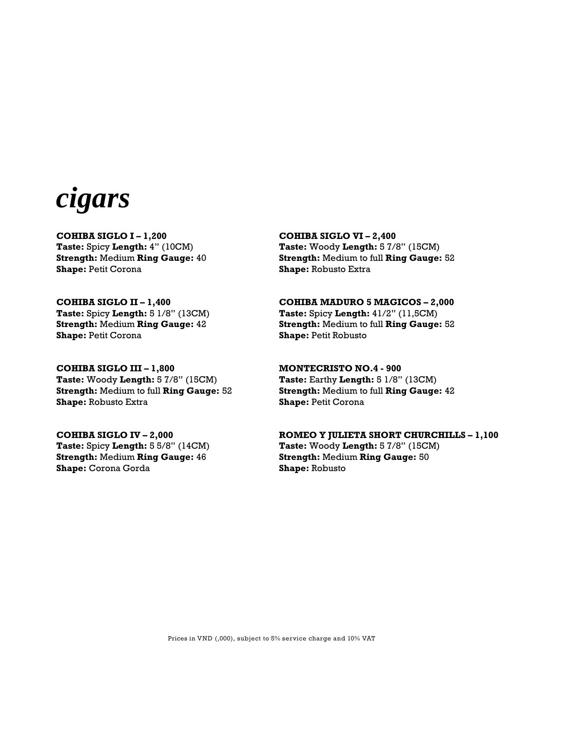# *cigars*

**COHIBA SIGLO I – 1,200**
**Taste:** Spicy **Length:** 4" (10CM)
**Strength:** Medium **Ring Gauge:** 40
**Shape:** Petit Corona

**COHIBA SIGLO II – 1,400**
**Taste:** Spicy **Length:** 5 1/8" (13CM)
**Strength:** Medium **Ring Gauge:** 42
**Shape:** Petit Corona

**COHIBA SIGLO III – 1,800**
**Taste:** Woody **Length:** 5 7/8" (15CM)
**Strength:** Medium to full **Ring Gauge:** 52
**Shape:** Robusto Extra

**COHIBA SIGLO IV – 2,000**
**Taste:** Spicy **Length:** 5 5/8" (14CM)
**Strength:** Medium **Ring Gauge:** 46
**Shape:** Corona Gorda

**COHIBA SIGLO VI – 2,400**
**Taste:** Woody **Length:** 5 7/8" (15CM)
**Strength:** Medium to full **Ring Gauge:** 52
**Shape:** Robusto Extra

**COHIBA MADURO 5 MAGICOS – 2,000**
**Taste:** Spicy **Length:** 41/2" (11,5CM)
**Strength:** Medium to full **Ring Gauge:** 52
**Shape:** Petit Robusto

**MONTECRISTO NO.4 - 900**
**Taste:** Earthy **Length:** 5 1/8" (13CM)
**Strength:** Medium to full **Ring Gauge:** 42
**Shape:** Petit Corona

**ROMEO Y JULIETA SHORT CHURCHILLS – 1,100**
**Taste:** Woody **Length:** 5 7/8" (15CM)
**Strength:** Medium **Ring Gauge:** 50
**Shape:** Robusto

Prices in VND (,000), subject to 5% service charge and 10% VAT